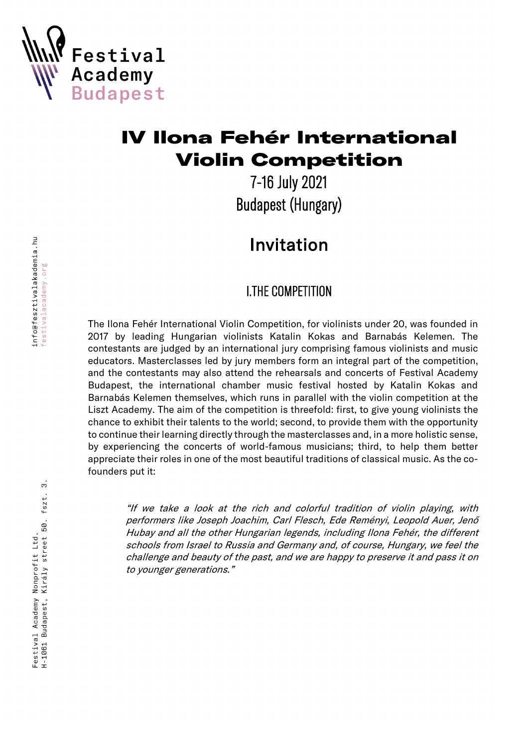Festival Academy Budapest

# IV Ilona Fehér International Violin Competition

7-16 July 2021

Budapest (Hungary)

## Invitation

### I.THE COMPETITION

The Ilona Fehér International Violin Competition, for violinists under 20, was founded in 2017 by leading Hungarian violinists Katalin Kokas and Barnabás Kelemen. The contestants are judged by an international jury comprising famous violinists and music educators. Masterclasses led by jury members form an integral part of the competition, and the contestants may also attend the rehearsals and concerts of Festival Academy Budapest, the international chamber music festival hosted by Katalin Kokas and Barnabás Kelemen themselves, which runs in parallel with the violin competition at the Liszt Academy. The aim of the competition is threefold: first, to give young violinists the chance to exhibit their talents to the world; second, to provide them with the opportunity to continue their learning directly through the masterclasses and, in a more holistic sense, by experiencing the concerts of world-famous musicians; third, to help them better appreciate their roles in one of the most beautiful traditions of classical music. As the co-founders put it:

> *"If we take a look at the rich and colorful tradition of violin playing, with performers like Joseph Joachim, Carl Flesch, Ede Reményi, Leopold Auer, Jenő Hubay and all the other Hungarian legends, including Ilona Fehér, the different schools from Israel to Russia and Germany and, of course, Hungary, we feel the challenge and beauty of the past, and we are happy to preserve it and pass it on to younger generations."*

info@fesztivalakademia.hu
festivalacademy.org

Festival Academy Nonprofit Ltd.
H-1061 Budapest, Király street 50. fszt. 3.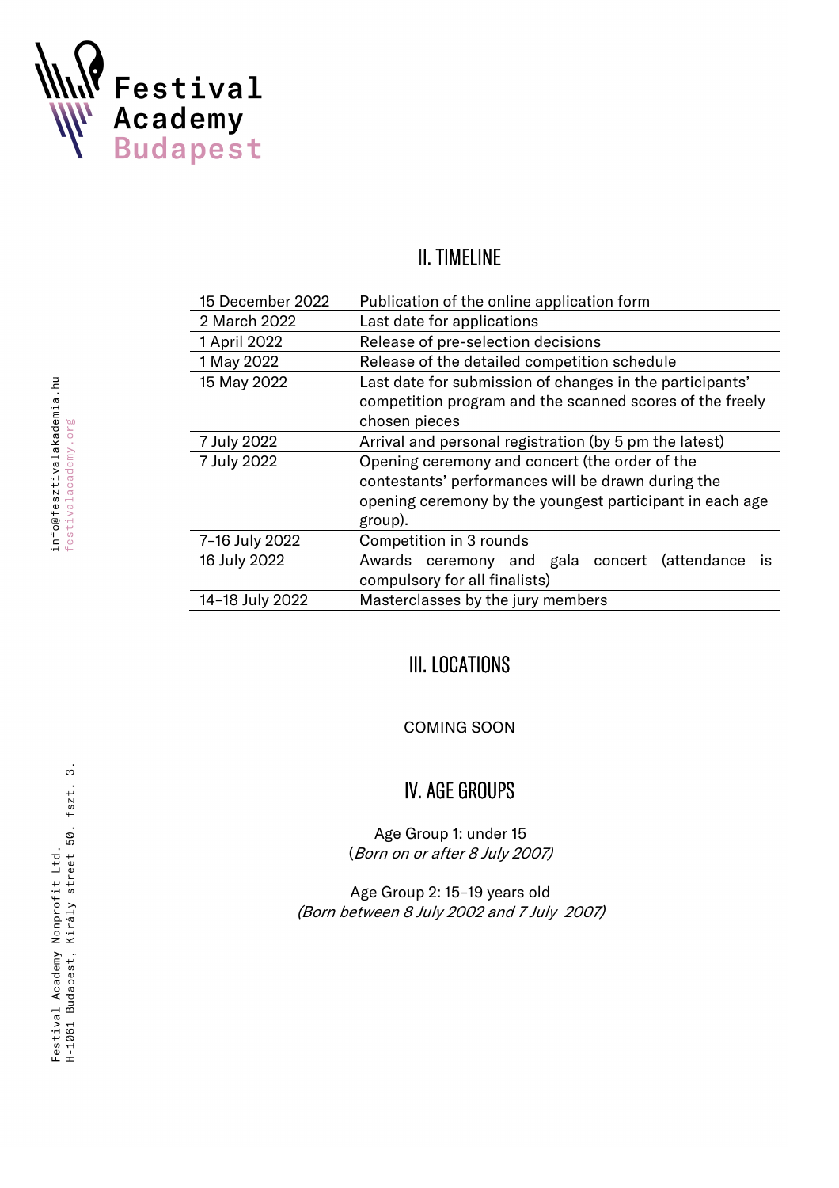## II. TIMELINE

| | |
|---|---|
| 15 December 2022 | Publication of the online application form |
| 2 March 2022 | Last date for applications |
| 1 April 2022 | Release of pre-selection decisions |
| 1 May 2022 | Release of the detailed competition schedule |
| 15 May 2022 | Last date for submission of changes in the participants' competition program and the scanned scores of the freely chosen pieces |
| 7 July 2022 | Arrival and personal registration (by 5 pm the latest) |
| 7 July 2022 | Opening ceremony and concert (the order of the contestants' performances will be drawn during the opening ceremony by the youngest participant in each age group). |
| 7–16 July 2022 | Competition in 3 rounds |
| 16 July 2022 | Awards ceremony and gala concert (attendance is compulsory for all finalists) |
| 14–18 July 2022 | Masterclasses by the jury members |

## III. LOCATIONS

COMING SOON

## IV. AGE GROUPS

Age Group 1: under 15
(*Born on or after 8 July 2007)*

Age Group 2: 15–19 years old
*(Born between 8 July 2002 and 7 July 2007)*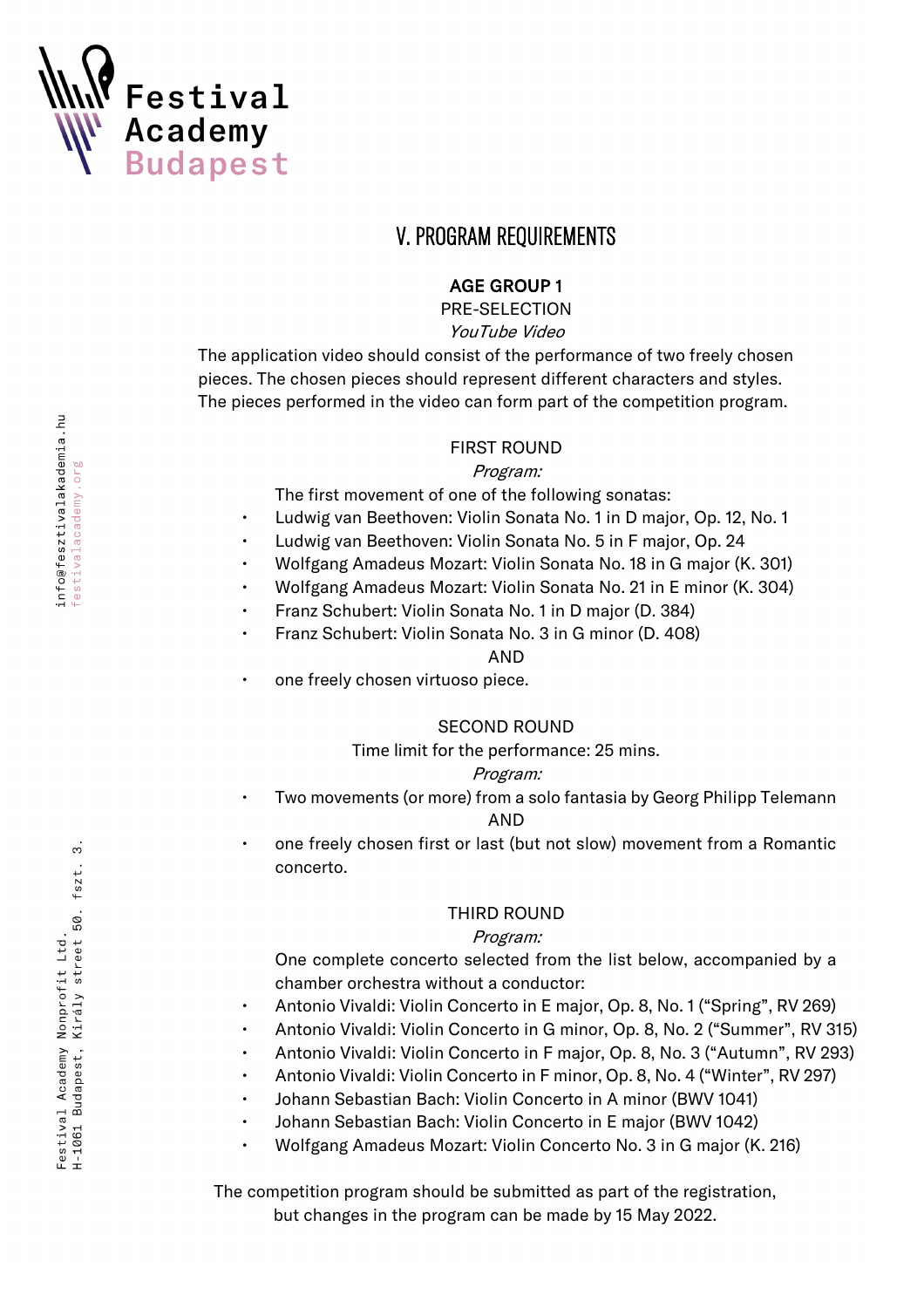## V. PROGRAM REQUIREMENTS

### AGE GROUP 1

PRE-SELECTION

*YouTube Video*

The application video should consist of the performance of two freely chosen pieces. The chosen pieces should represent different characters and styles. The pieces performed in the video can form part of the competition program.

FIRST ROUND

*Program:*

The first movement of one of the following sonatas:

- Ludwig van Beethoven: Violin Sonata No. 1 in D major, Op. 12, No. 1
- Ludwig van Beethoven: Violin Sonata No. 5 in F major, Op. 24
- Wolfgang Amadeus Mozart: Violin Sonata No. 18 in G major (K. 301)
- Wolfgang Amadeus Mozart: Violin Sonata No. 21 in E minor (K. 304)
- Franz Schubert: Violin Sonata No. 1 in D major (D. 384)
- Franz Schubert: Violin Sonata No. 3 in G minor (D. 408)

AND

- one freely chosen virtuoso piece.

SECOND ROUND

Time limit for the performance: 25 mins.

*Program:*

- Two movements (or more) from a solo fantasia by Georg Philipp Telemann

AND

- one freely chosen first or last (but not slow) movement from a Romantic concerto.

THIRD ROUND

*Program:*

One complete concerto selected from the list below, accompanied by a chamber orchestra without a conductor:

- Antonio Vivaldi: Violin Concerto in E major, Op. 8, No. 1 (“Spring”, RV 269)
- Antonio Vivaldi: Violin Concerto in G minor, Op. 8, No. 2 (“Summer”, RV 315)
- Antonio Vivaldi: Violin Concerto in F major, Op. 8, No. 3 (“Autumn”, RV 293)
- Antonio Vivaldi: Violin Concerto in F minor, Op. 8, No. 4 (“Winter”, RV 297)
- Johann Sebastian Bach: Violin Concerto in A minor (BWV 1041)
- Johann Sebastian Bach: Violin Concerto in E major (BWV 1042)
- Wolfgang Amadeus Mozart: Violin Concerto No. 3 in G major (K. 216)

The competition program should be submitted as part of the registration, but changes in the program can be made by 15 May 2022.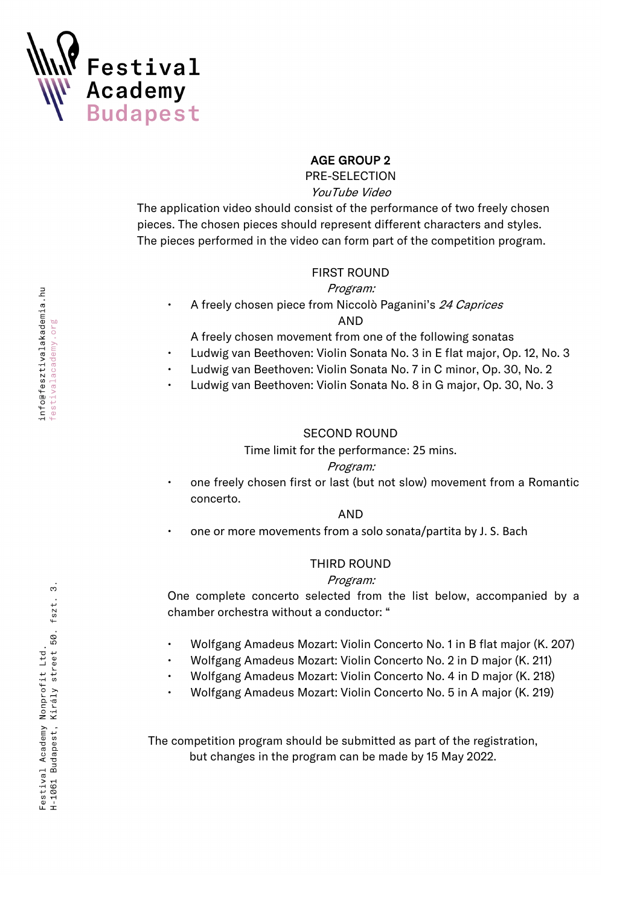## AGE GROUP 2

PRE-SELECTION

*YouTube Video*

The application video should consist of the performance of two freely chosen pieces. The chosen pieces should represent different characters and styles. The pieces performed in the video can form part of the competition program.

### FIRST ROUND

*Program:*

- A freely chosen piece from Niccolò Paganini's *24 Caprices*

AND

A freely chosen movement from one of the following sonatas

- Ludwig van Beethoven: Violin Sonata No. 3 in E flat major, Op. 12, No. 3
- Ludwig van Beethoven: Violin Sonata No. 7 in C minor, Op. 30, No. 2
- Ludwig van Beethoven: Violin Sonata No. 8 in G major, Op. 30, No. 3

### SECOND ROUND

Time limit for the performance: 25 mins.

*Program:*

- one freely chosen first or last (but not slow) movement from a Romantic concerto.

AND

- one or more movements from a solo sonata/partita by J. S. Bach

### THIRD ROUND

*Program:*

One complete concerto selected from the list below, accompanied by a chamber orchestra without a conductor: "

- Wolfgang Amadeus Mozart: Violin Concerto No. 1 in B flat major (K. 207)
- Wolfgang Amadeus Mozart: Violin Concerto No. 2 in D major (K. 211)
- Wolfgang Amadeus Mozart: Violin Concerto No. 4 in D major (K. 218)
- Wolfgang Amadeus Mozart: Violin Concerto No. 5 in A major (K. 219)

The competition program should be submitted as part of the registration, but changes in the program can be made by 15 May 2022.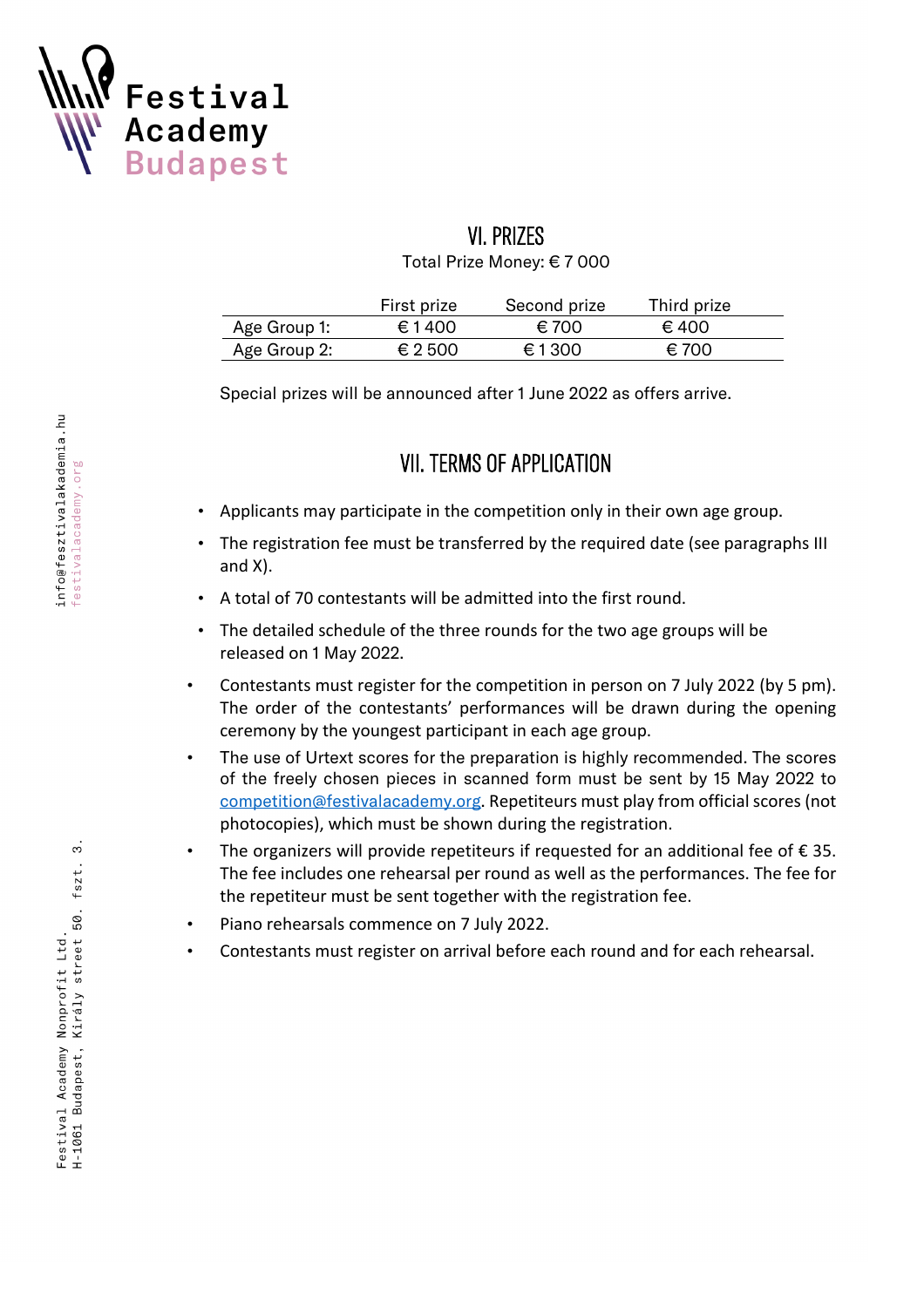## VI. PRIZES

Total Prize Money: € 7 000

| | First prize | Second prize | Third prize |
|---|---|---|---|
| Age Group 1: | € 1 400 | € 700 | € 400 |
| Age Group 2: | € 2 500 | € 1 300 | € 700 |

Special prizes will be announced after 1 June 2022 as offers arrive.

## VII. TERMS OF APPLICATION

- Applicants may participate in the competition only in their own age group.
- The registration fee must be transferred by the required date (see paragraphs III and X).
- A total of 70 contestants will be admitted into the first round.
- The detailed schedule of the three rounds for the two age groups will be released on 1 May 2022.
- Contestants must register for the competition in person on 7 July 2022 (by 5 pm). The order of the contestants' performances will be drawn during the opening ceremony by the youngest participant in each age group.
- The use of Urtext scores for the preparation is highly recommended. The scores of the freely chosen pieces in scanned form must be sent by 15 May 2022 to competition@festivalacademy.org. Repetiteurs must play from official scores (not photocopies), which must be shown during the registration.
- The organizers will provide repetiteurs if requested for an additional fee of € 35. The fee includes one rehearsal per round as well as the performances. The fee for the repetiteur must be sent together with the registration fee.
- Piano rehearsals commence on 7 July 2022.
- Contestants must register on arrival before each round and for each rehearsal.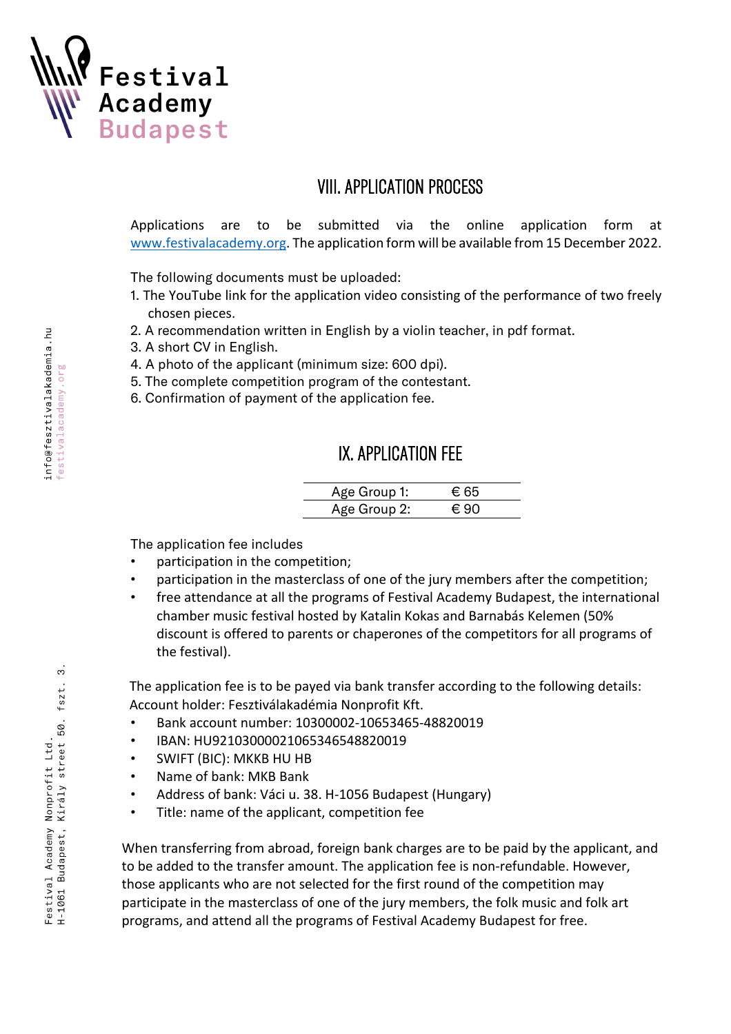## VIII. APPLICATION PROCESS

Applications are to be submitted via the online application form at www.festivalacademy.org. The application form will be available from 15 December 2022.

The following documents must be uploaded:

1. The YouTube link for the application video consisting of the performance of two freely chosen pieces.
2. A recommendation written in English by a violin teacher, in pdf format.
3. A short CV in English.
4. A photo of the applicant (minimum size: 600 dpi).
5. The complete competition program of the contestant.
6. Confirmation of payment of the application fee.

## IX. APPLICATION FEE

| Age Group 1: | € 65 |
|---|---|
| Age Group 2: | € 90 |

The application fee includes

- participation in the competition;
- participation in the masterclass of one of the jury members after the competition;
- free attendance at all the programs of Festival Academy Budapest, the international chamber music festival hosted by Katalin Kokas and Barnabás Kelemen (50% discount is offered to parents or chaperones of the competitors for all programs of the festival).

The application fee is to be payed via bank transfer according to the following details:
Account holder: Fesztiválakadémia Nonprofit Kft.

- Bank account number: 10300002-10653465-48820019
- IBAN: HU92103000021065346548820019
- SWIFT (BIC): MKKB HU HB
- Name of bank: MKB Bank
- Address of bank: Váci u. 38. H-1056 Budapest (Hungary)
- Title: name of the applicant, competition fee

When transferring from abroad, foreign bank charges are to be paid by the applicant, and to be added to the transfer amount. The application fee is non-refundable. However, those applicants who are not selected for the first round of the competition may participate in the masterclass of one of the jury members, the folk music and folk art programs, and attend all the programs of Festival Academy Budapest for free.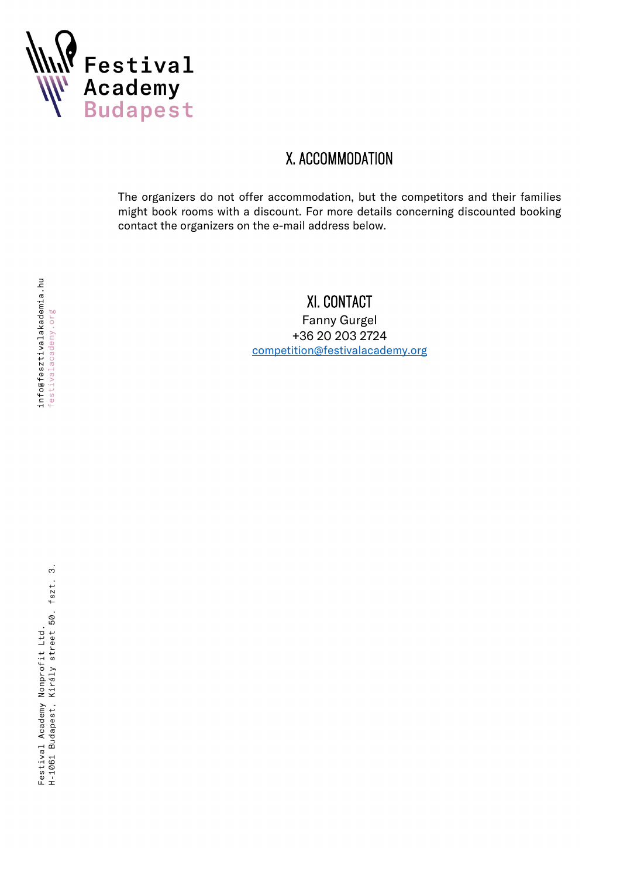## X. ACCOMMODATION

The organizers do not offer accommodation, but the competitors and their families might book rooms with a discount. For more details concerning discounted booking contact the organizers on the e-mail address below.

## XI. CONTACT

Fanny Gurgel
+36 20 203 2724
competition@festivalacademy.org